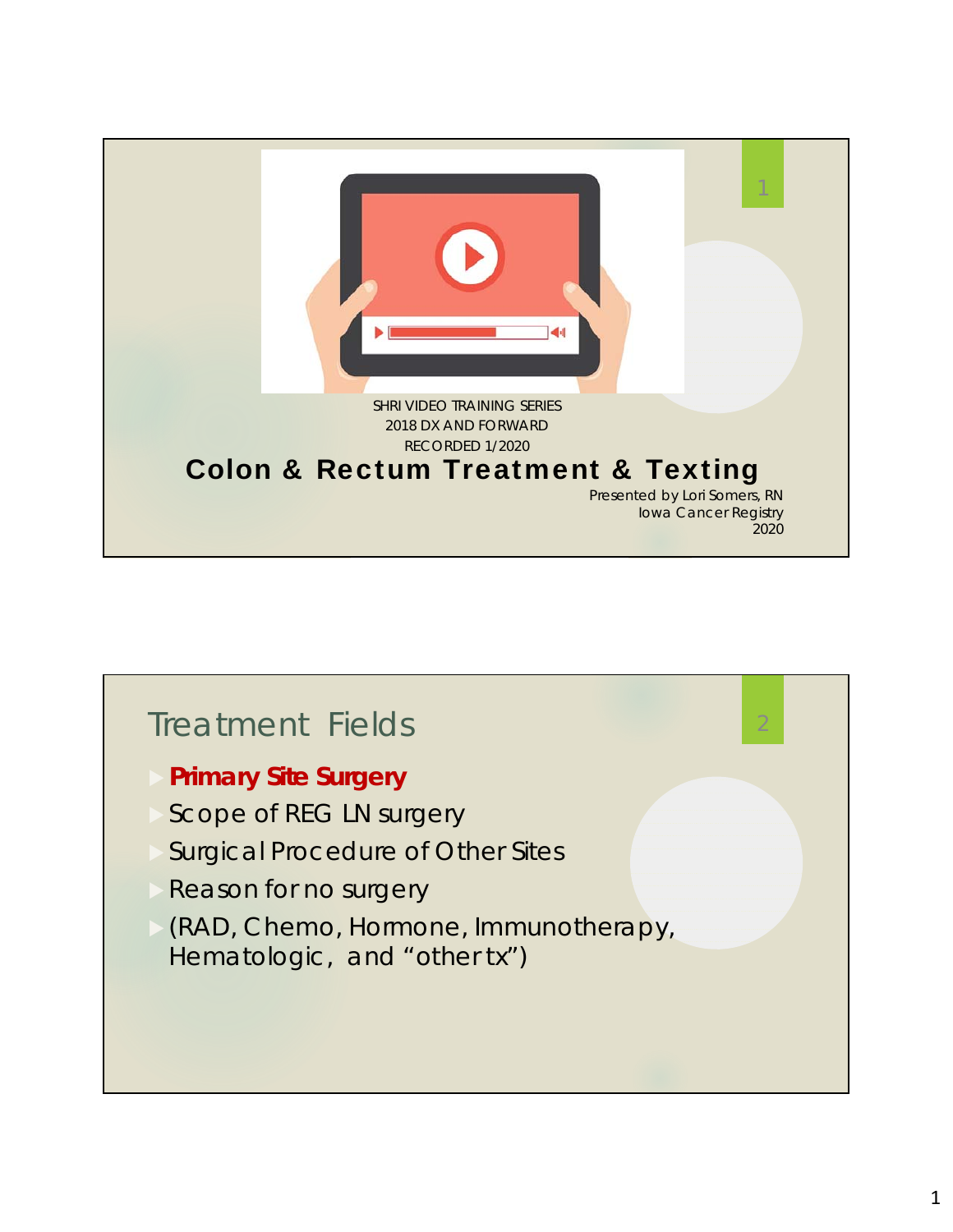SHRI VIDEO TRAINING SERIES
2018 DX AND FORWARD
RECORDED 1/2020

# Colon & Rectum Treatment & Texting

Presented by Lori Somers, RN
Iowa Cancer Registry
2020

## Treatment Fields

- **Primary Site Surgery**
- Scope of REG LN surgery
- Surgical Procedure of Other Sites
- Reason for no surgery
- (RAD, Chemo, Hormone, Immunotherapy, Hematologic, and "other tx")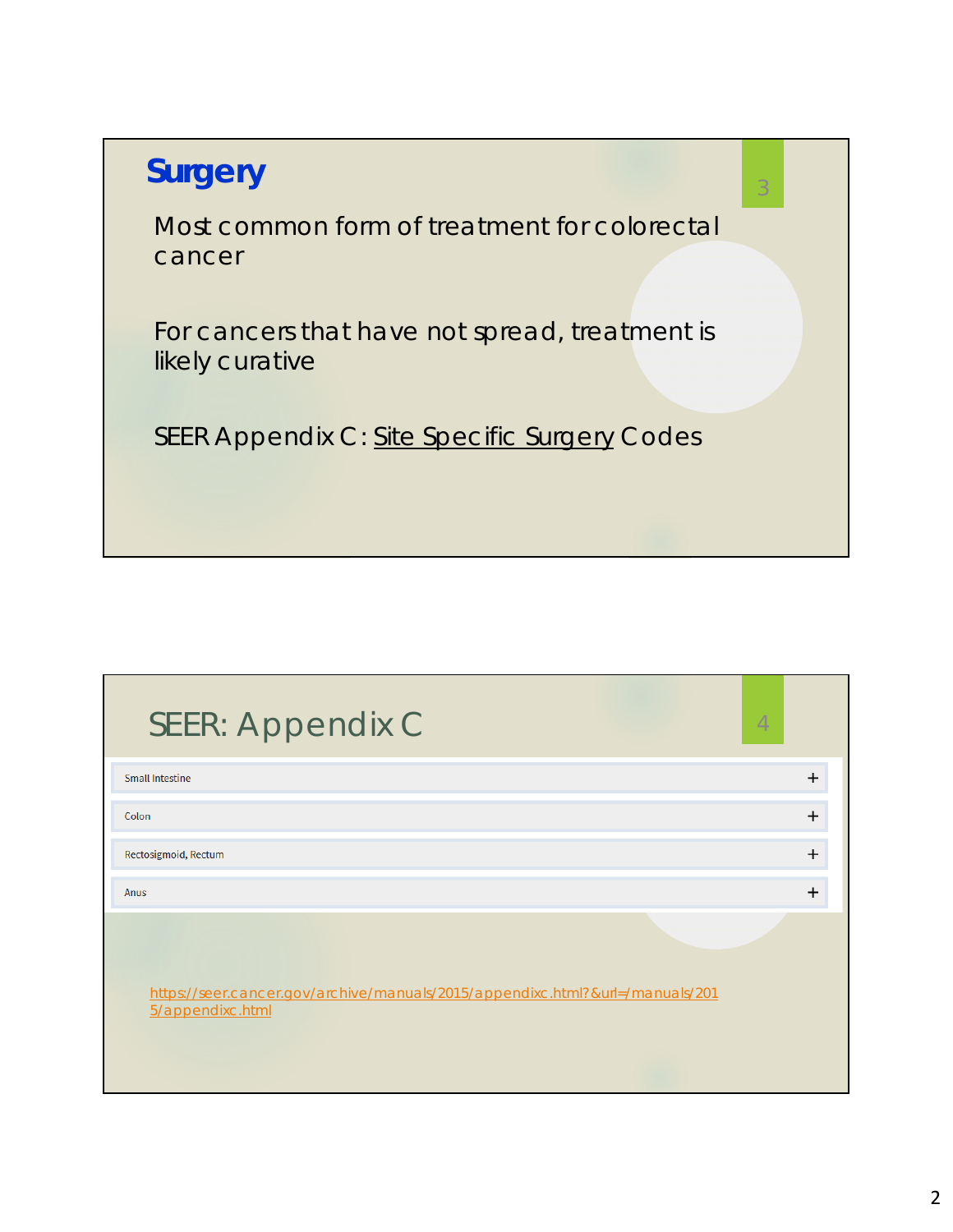## Surgery

Most common form of treatment for colorectal cancer

For cancers that have not spread, treatment is likely curative

SEER Appendix C: Site Specific Surgery Codes

## SEER: Appendix C

- Small Intestine +
- Colon +
- Rectosigmoid, Rectum +
- Anus +

https://seer.cancer.gov/archive/manuals/2015/appendixc.html?&url=/manuals/2015/appendixc.html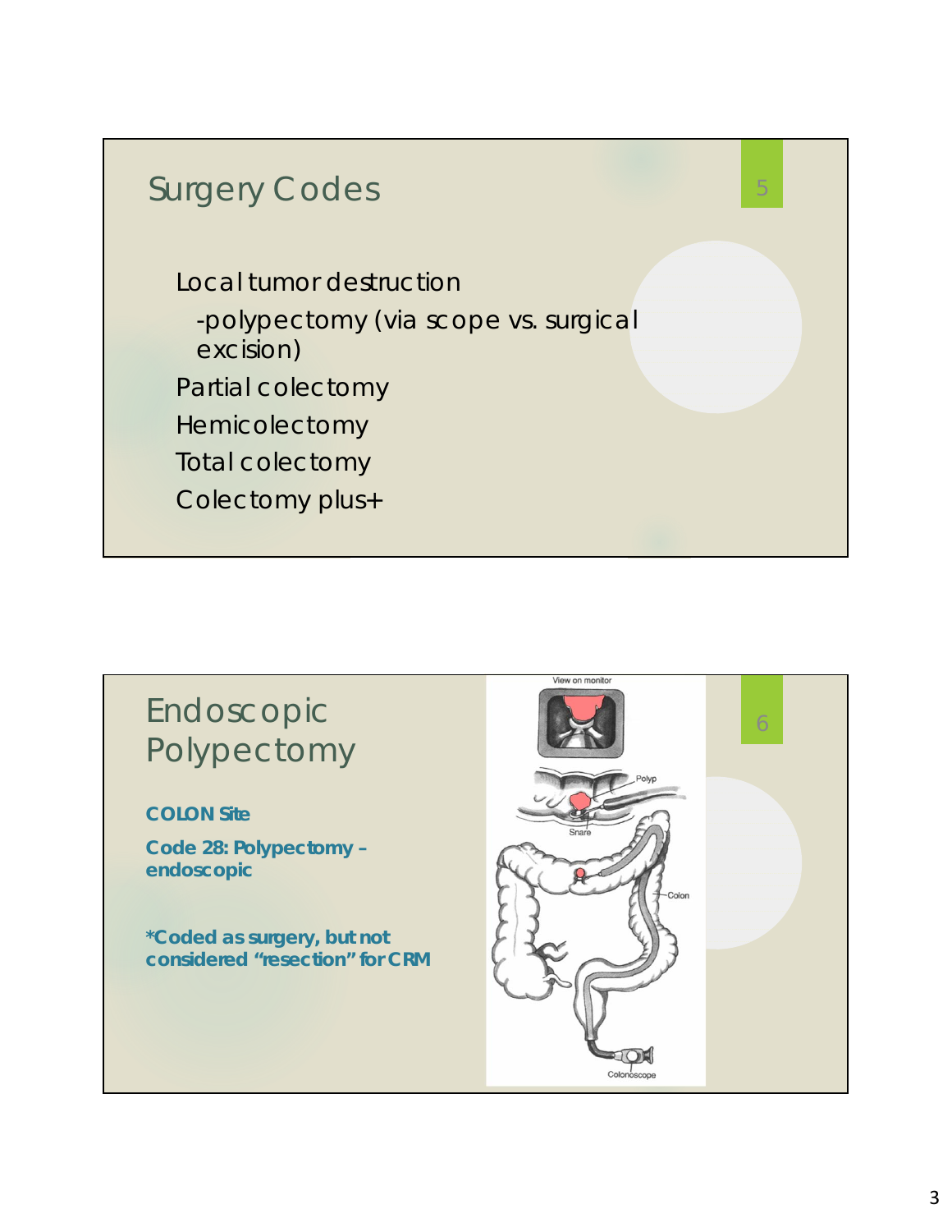## Surgery Codes

- Local tumor destruction
  - -polypectomy (via scope vs. surgical excision)
- Partial colectomy
- Hemicolectomy
- Total colectomy
- Colectomy plus+

## Endoscopic Polypectomy

**COLON Site**

**Code 28: Polypectomy – endoscopic**

***Coded as surgery, but not considered "resection" for CRM**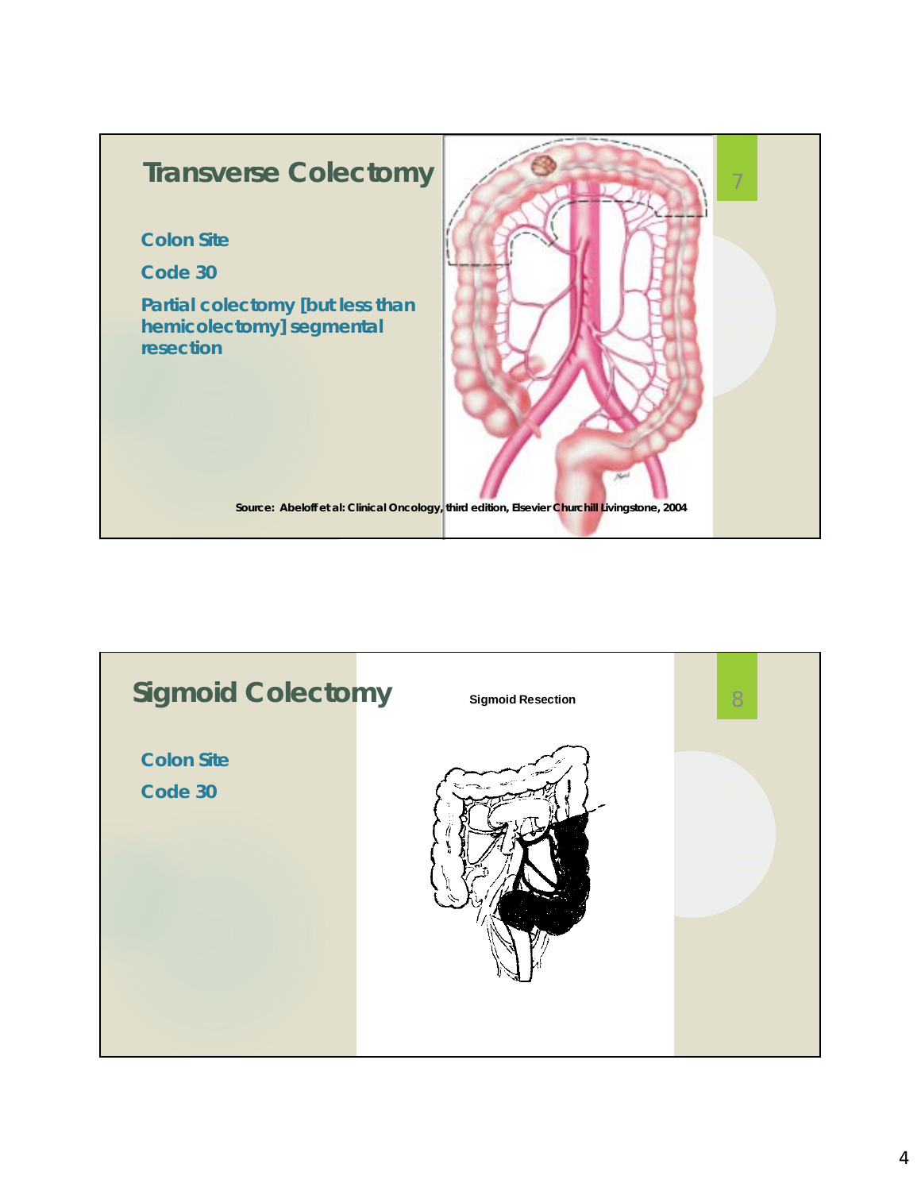## Transverse Colectomy

Colon Site

Code 30

Partial colectomy [but less than hemicolectomy] segmental resection

Source: Abeloff et al: Clinical Oncology, third edition, Elsevier Churchill Livingstone, 2004

## Sigmoid Colectomy

Colon Site

Code 30

Sigmoid Resection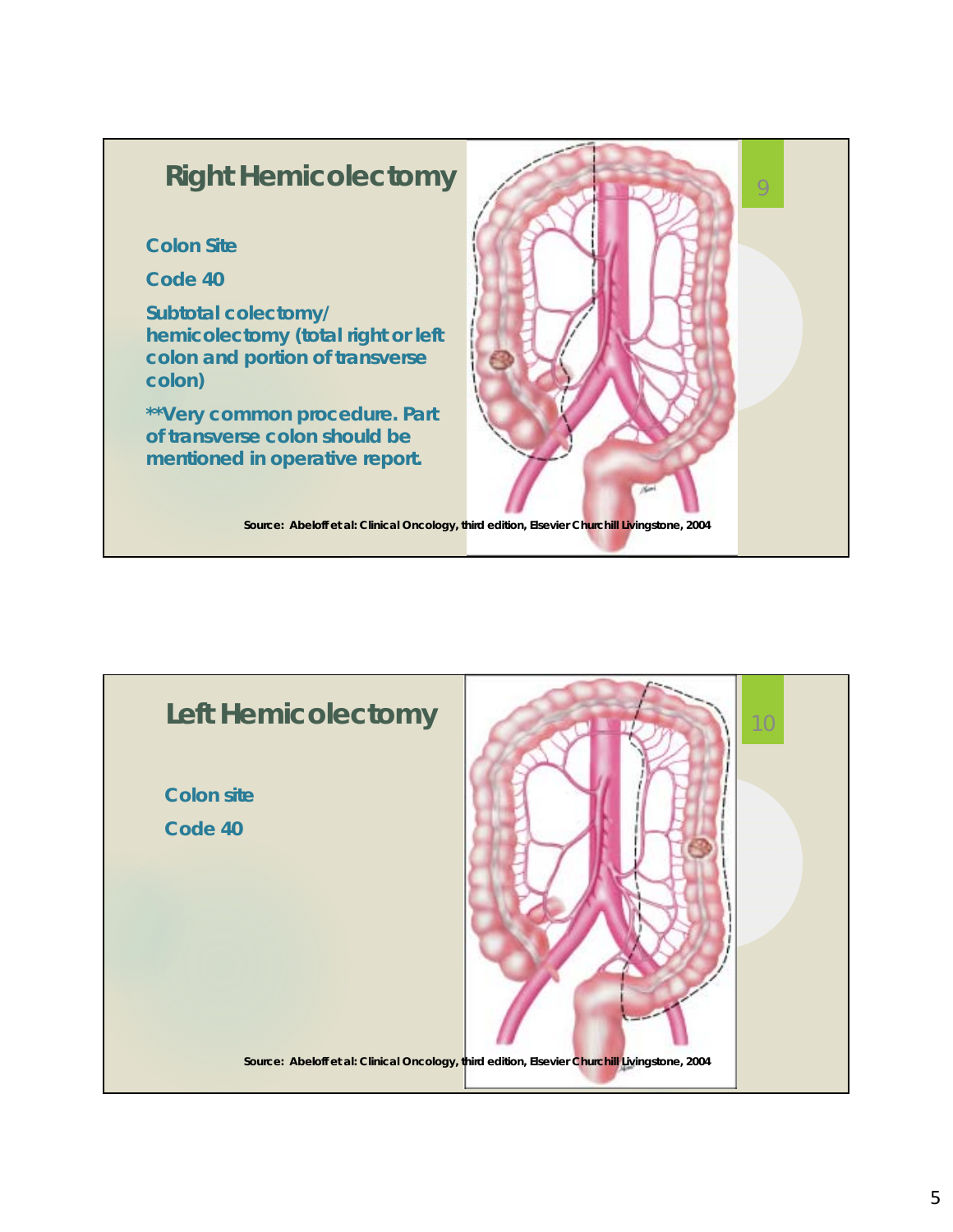## Right Hemicolectomy

Colon Site

Code 40

Subtotal colectomy/ hemicolectomy (total right or left colon and portion of transverse colon)

**Very common procedure. Part of transverse colon should be mentioned in operative report.

Source: Abeloff et al: Clinical Oncology, third edition, Elsevier Churchill Livingstone, 2004

## Left Hemicolectomy

Colon site

Code 40

Source: Abeloff et al: Clinical Oncology, third edition, Elsevier Churchill Livingstone, 2004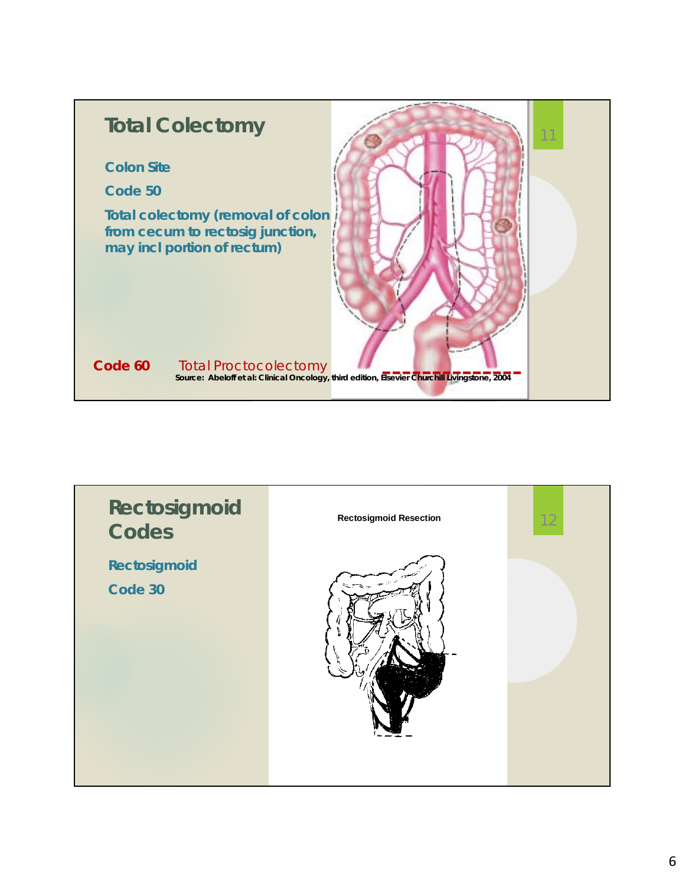## Total Colectomy

**Colon Site**

**Code 50**

**Total colectomy (removal of colon from cecum to rectosig junction, may incl portion of rectum)**

**Code 60** Total Proctocolectomy

Source: Abeloff et al: Clinical Oncology, third edition, Elsevier Churchill Livingstone, 2004

## Rectosigmoid Codes

**Rectosigmoid**

**Code 30**

Rectosigmoid Resection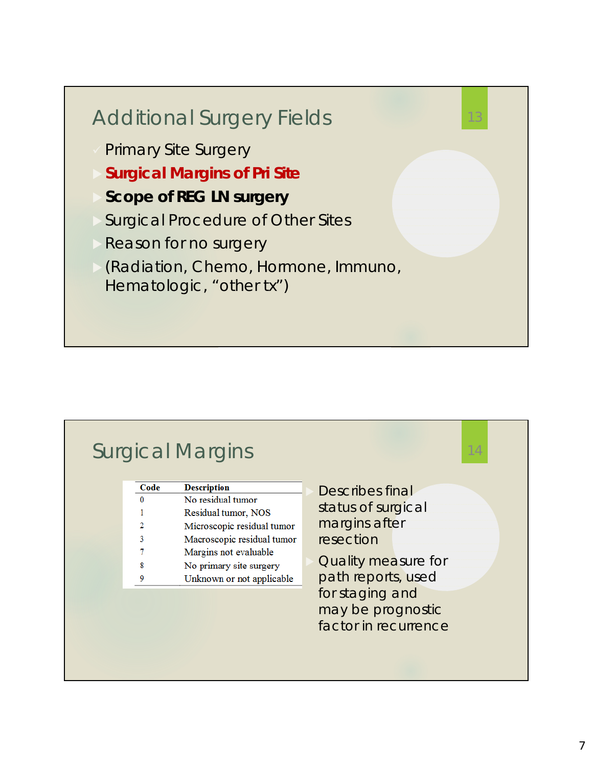## Additional Surgery Fields

- Primary Site Surgery
- **Surgical Margins of Pri Site**
- **Scope of REG LN surgery**
- Surgical Procedure of Other Sites
- Reason for no surgery
- (Radiation, Chemo, Hormone, Immuno, Hematologic, "other tx")

## Surgical Margins

| Code | Description |
|---|---|
| 0 | No residual tumor |
| 1 | Residual tumor, NOS |
| 2 | Microscopic residual tumor |
| 3 | Macroscopic residual tumor |
| 7 | Margins not evaluable |
| 8 | No primary site surgery |
| 9 | Unknown or not applicable |

- Describes final status of surgical margins after resection
- Quality measure for path reports, used for staging and may be prognostic factor in recurrence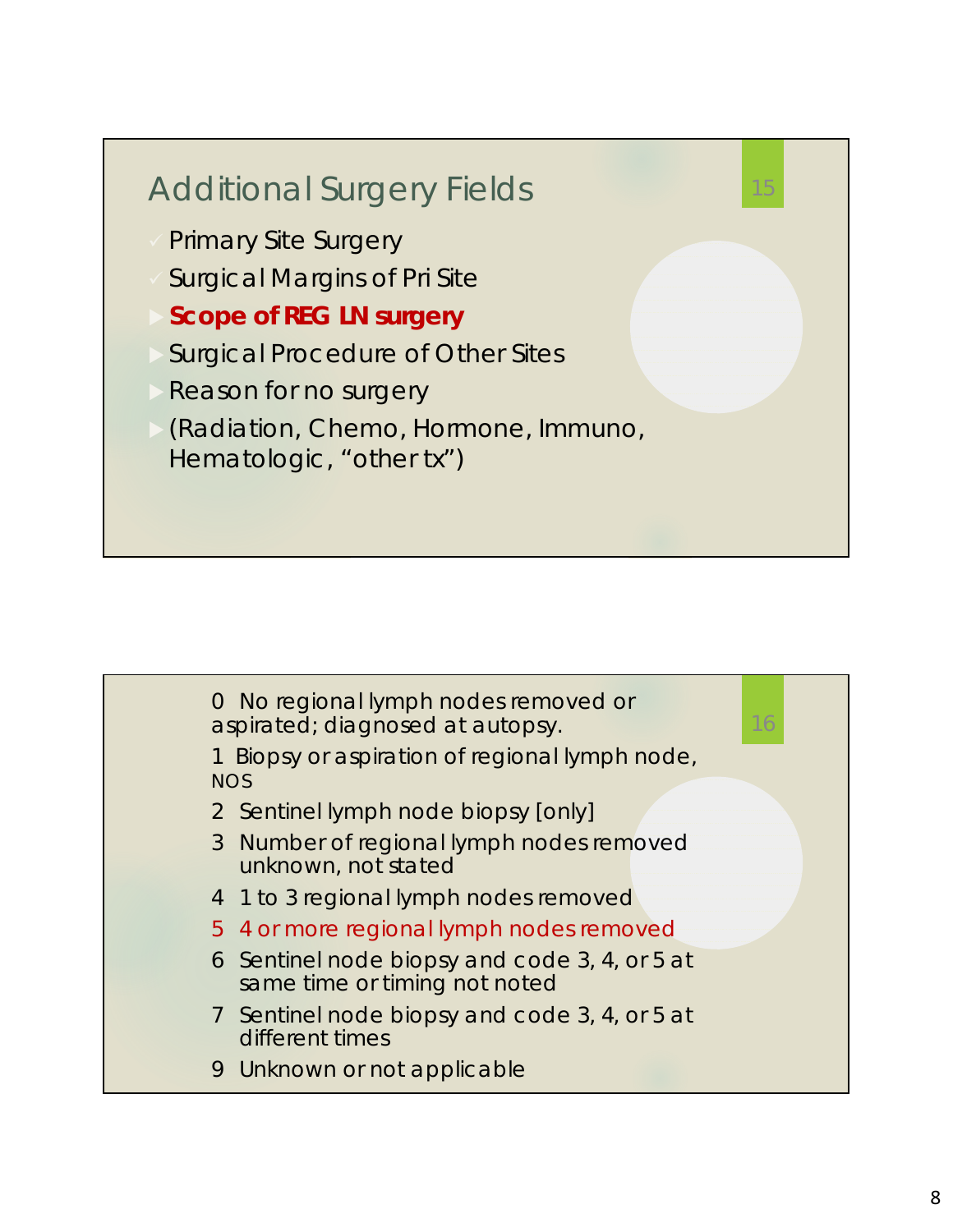## Additional Surgery Fields

- Primary Site Surgery
- Surgical Margins of Pri Site
- **Scope of REG LN surgery**
- Surgical Procedure of Other Sites
- Reason for no surgery
- (Radiation, Chemo, Hormone, Immuno, Hematologic, "other tx")

---

0 No regional lymph nodes removed or aspirated; diagnosed at autopsy.

1 Biopsy or aspiration of regional lymph node, NOS

2 Sentinel lymph node biopsy [only]

3 Number of regional lymph nodes removed unknown, not stated

4 1 to 3 regional lymph nodes removed

5 4 or more regional lymph nodes removed

6 Sentinel node biopsy and code 3, 4, or 5 at same time or timing not noted

7 Sentinel node biopsy and code 3, 4, or 5 at different times

9 Unknown or not applicable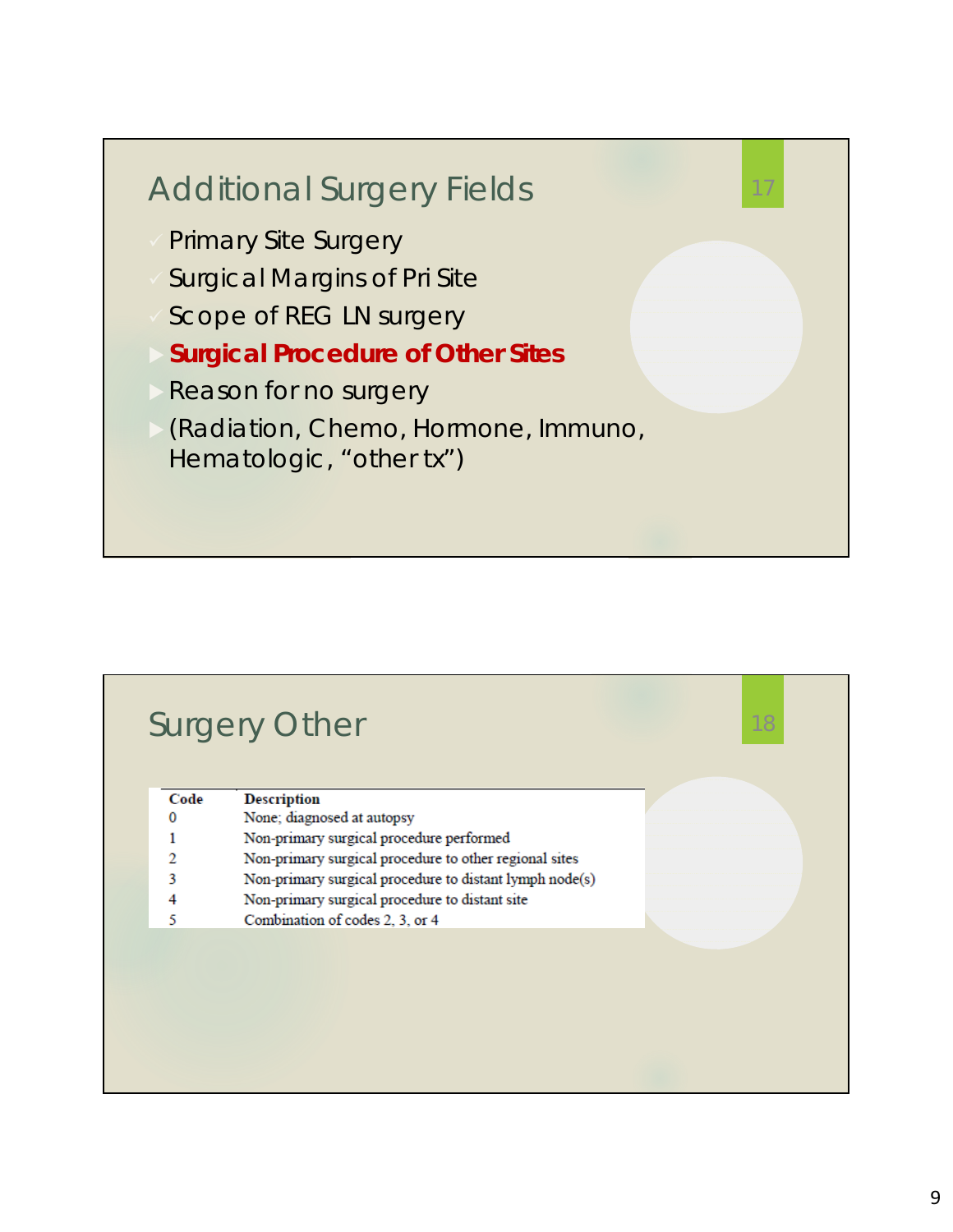## Additional Surgery Fields

- Primary Site Surgery
- Surgical Margins of Pri Site
- Scope of REG LN surgery
- **Surgical Procedure of Other Sites**
- Reason for no surgery
- (Radiation, Chemo, Hormone, Immuno, Hematologic, “other tx”)

## Surgery Other

| Code | Description |
|---|---|
| 0 | None; diagnosed at autopsy |
| 1 | Non-primary surgical procedure performed |
| 2 | Non-primary surgical procedure to other regional sites |
| 3 | Non-primary surgical procedure to distant lymph node(s) |
| 4 | Non-primary surgical procedure to distant site |
| 5 | Combination of codes 2, 3, or 4 |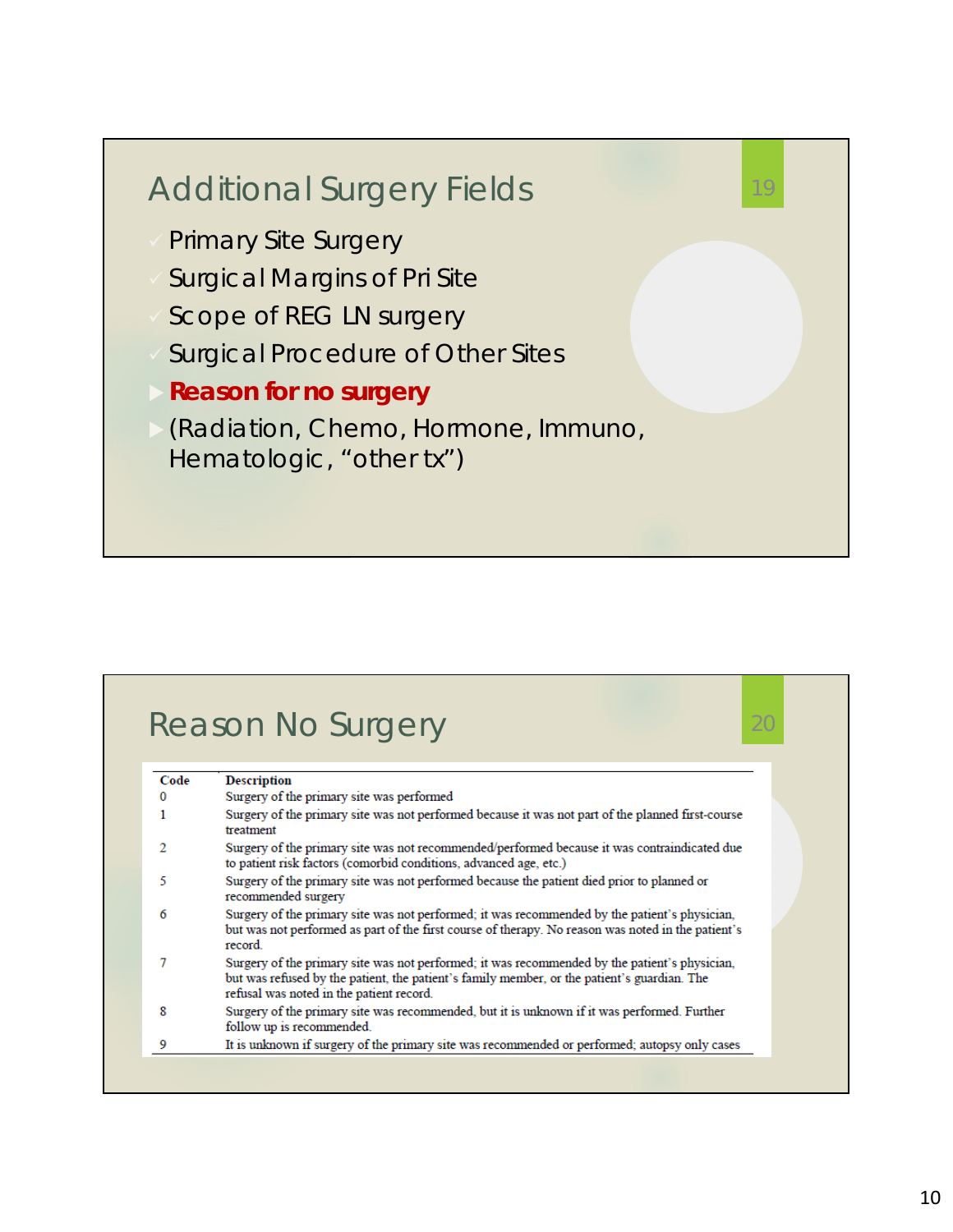## Additional Surgery Fields

- Primary Site Surgery
- Surgical Margins of Pri Site
- Scope of REG LN surgery
- Surgical Procedure of Other Sites
- **Reason for no surgery**
- (Radiation, Chemo, Hormone, Immuno, Hematologic, "other tx")

## Reason No Surgery

| Code | Description |
|---|---|
| 0 | Surgery of the primary site was performed |
| 1 | Surgery of the primary site was not performed because it was not part of the planned first-course treatment |
| 2 | Surgery of the primary site was not recommended/performed because it was contraindicated due to patient risk factors (comorbid conditions, advanced age, etc.) |
| 5 | Surgery of the primary site was not performed because the patient died prior to planned or recommended surgery |
| 6 | Surgery of the primary site was not performed; it was recommended by the patient's physician, but was not performed as part of the first course of therapy. No reason was noted in the patient's record. |
| 7 | Surgery of the primary site was not performed; it was recommended by the patient's physician, but was refused by the patient, the patient's family member, or the patient's guardian. The refusal was noted in the patient record. |
| 8 | Surgery of the primary site was recommended, but it is unknown if it was performed. Further follow up is recommended. |
| 9 | It is unknown if surgery of the primary site was recommended or performed; autopsy only cases |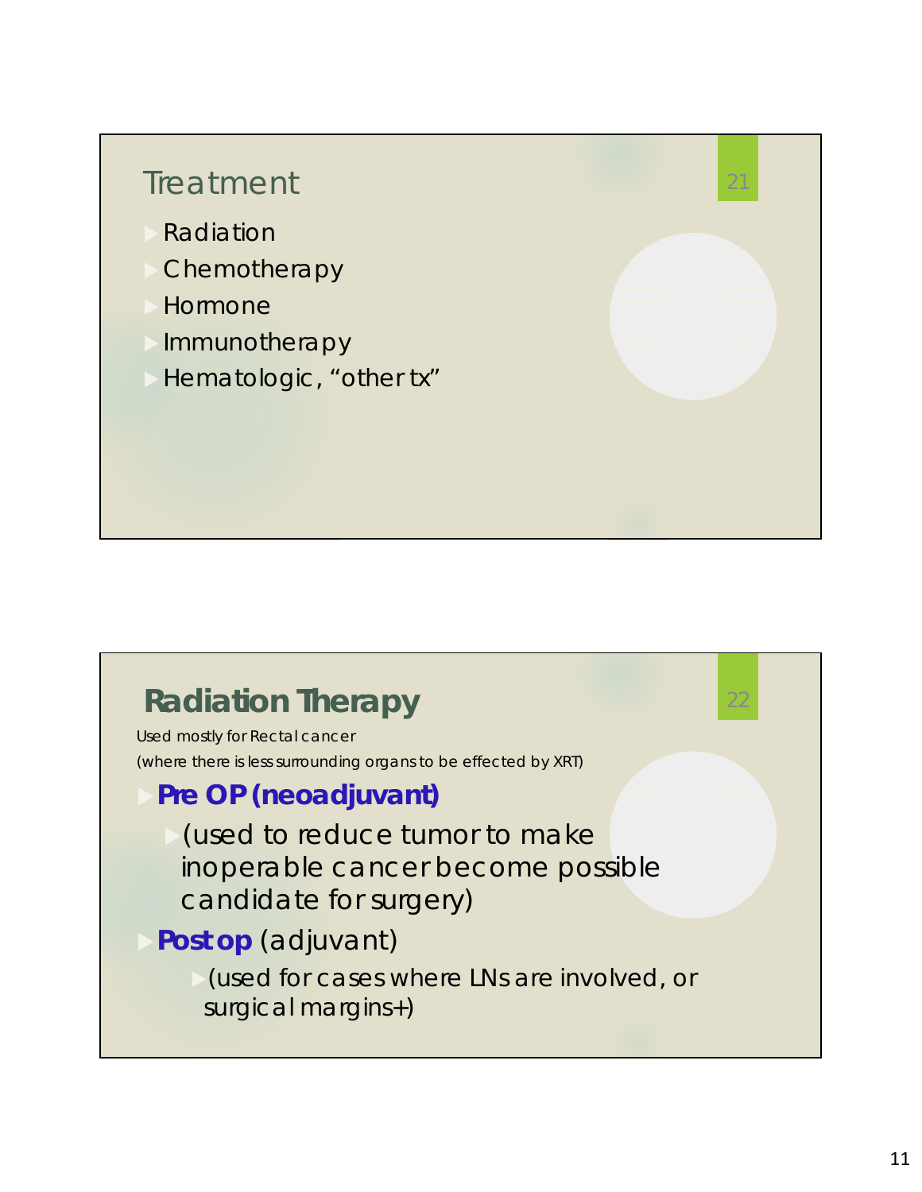## Treatment

- Radiation
- Chemotherapy
- Hormone
- Immunotherapy
- Hematologic, “other tx”

## Radiation Therapy

Used mostly for Rectal cancer

(where there is less surrounding organs to be effected by XRT)

- **Pre OP (neoadjuvant)**
  - (used to reduce tumor to make inoperable cancer become possible candidate for surgery)
- **Post op** (adjuvant)
  - (used for cases where LNs are involved, or surgical margins+)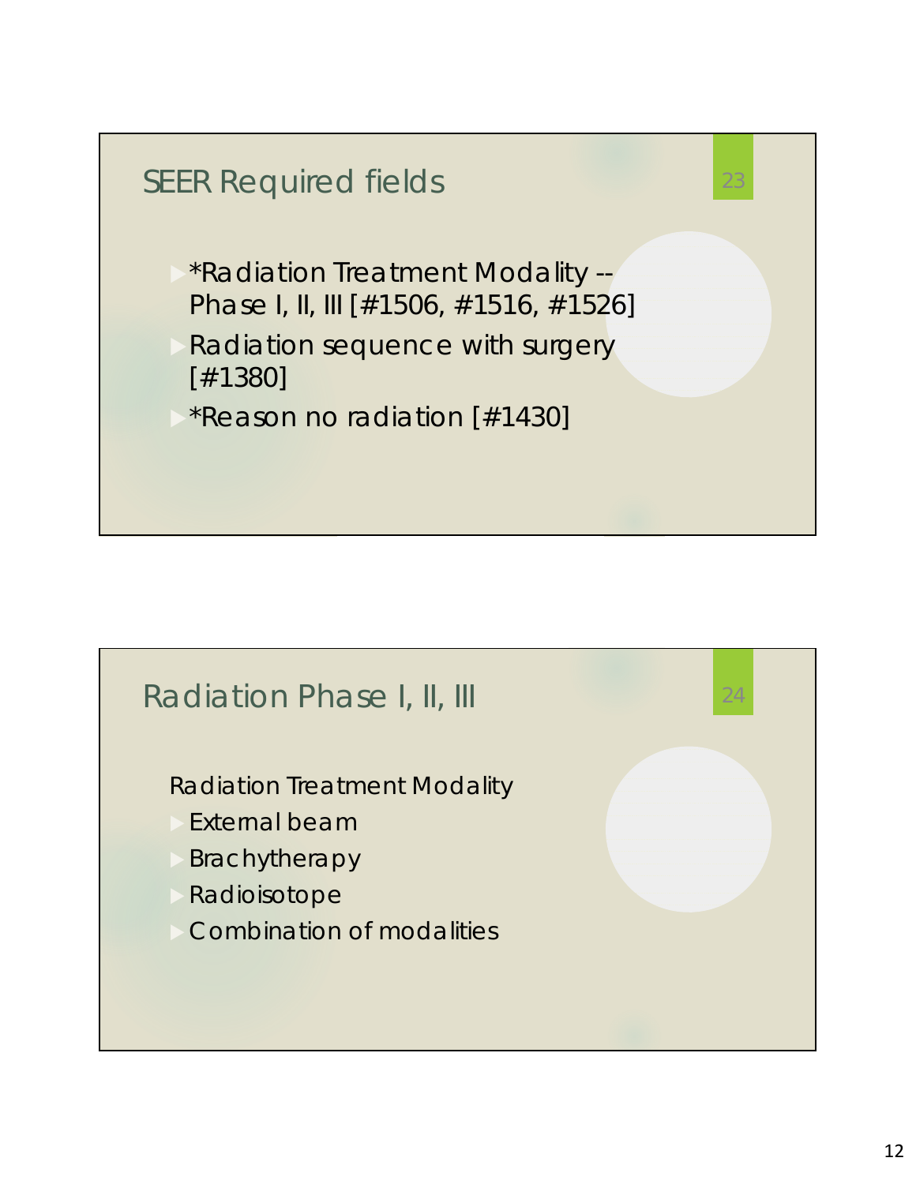## SEER Required fields

- *Radiation Treatment Modality -- Phase I, II, III [#1506, #1516, #1526]
- Radiation sequence with surgery [#1380]
- *Reason no radiation [#1430]

## Radiation Phase I, II, III

Radiation Treatment Modality

- External beam
- Brachytherapy
- Radioisotope
- Combination of modalities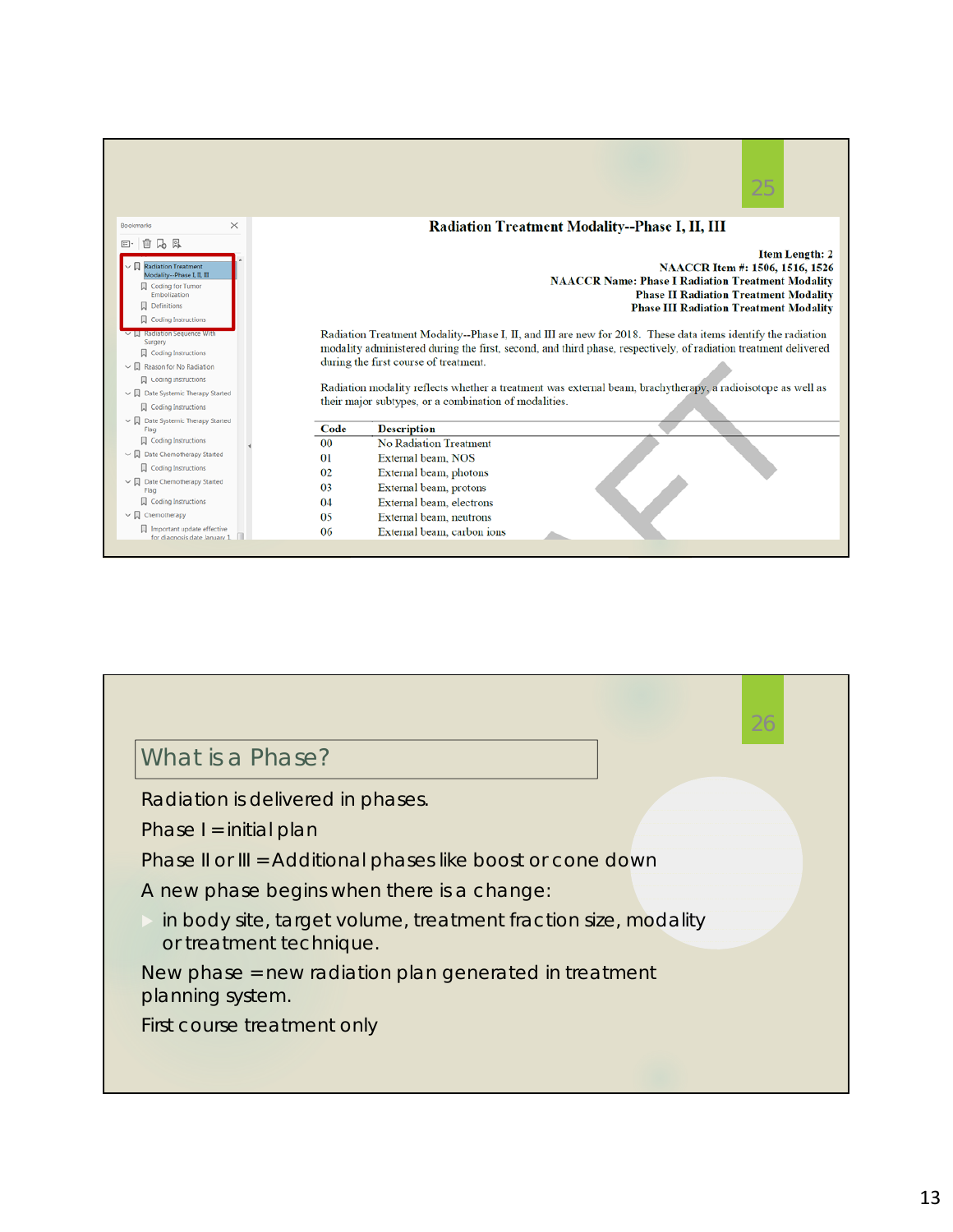## Radiation Treatment Modality--Phase I, II, III

**Item Length: 2**
**NAACCR Item #: 1506, 1516, 1526**
**NAACCR Name: Phase I Radiation Treatment Modality**
**Phase II Radiation Treatment Modality**
**Phase III Radiation Treatment Modality**

Radiation Treatment Modality--Phase I, II, and III are new for 2018. These data items identify the radiation modality administered during the first, second, and third phase, respectively, of radiation treatment delivered during the first course of treatment.

Radiation modality reflects whether a treatment was external beam, brachytherapy, a radioisotope as well as their major subtypes, or a combination of modalities.

| Code | Description |
|---|---|
| 00 | No Radiation Treatment |
| 01 | External beam, NOS |
| 02 | External beam, photons |
| 03 | External beam, protons |
| 04 | External beam, electrons |
| 05 | External beam, neutrons |
| 06 | External beam, carbon ions |

Bookmarks:
- Radiation Treatment Modality--Phase I, II, III
  - Coding for Tumor Embolization
  - Definitions
  - Coding Instructions
- Radiation Sequence With Surgery
  - Coding Instructions
- Reason for No Radiation
  - Coding Instructions
- Date Systemic Therapy Started
  - Coding Instructions
- Date Systemic Therapy Started Flag
  - Coding Instructions
- Date Chemotherapy Started
  - Coding Instructions
- Date Chemotherapy Started Flag
  - Coding Instructions
- Chemotherapy
  - Important update effective for diagnosis date January 1

## What is a Phase?

Radiation is delivered in phases.

Phase I = initial plan

Phase II or III = Additional phases like boost or cone down

A new phase begins when there is a change:

- in body site, target volume, treatment fraction size, modality or treatment technique.

New phase = new radiation plan generated in treatment planning system.

First course treatment only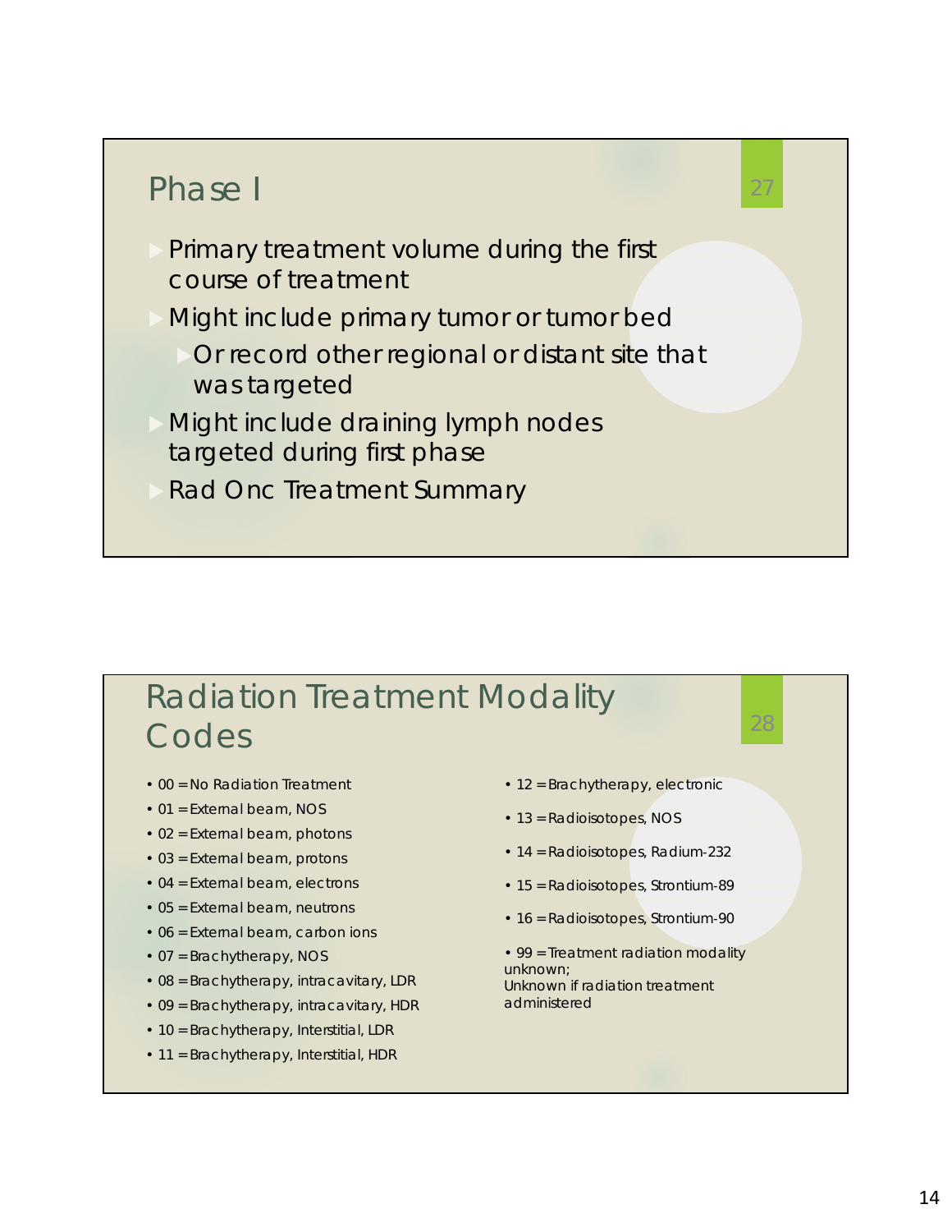## Phase I

- Primary treatment volume during the first course of treatment
- Might include primary tumor or tumor bed
  - Or record other regional or distant site that was targeted
- Might include draining lymph nodes targeted during first phase
- Rad Onc Treatment Summary

## Radiation Treatment Modality Codes

- 00 = No Radiation Treatment
- 01 = External beam, NOS
- 02 = External beam, photons
- 03 = External beam, protons
- 04 = External beam, electrons
- 05 = External beam, neutrons
- 06 = External beam, carbon ions
- 07 = Brachytherapy, NOS
- 08 = Brachytherapy, intracavitary, LDR
- 09 = Brachytherapy, intracavitary, HDR
- 10 = Brachytherapy, Interstitial, LDR
- 11 = Brachytherapy, Interstitial, HDR
- 12 = Brachytherapy, electronic
- 13 = Radioisotopes, NOS
- 14 = Radioisotopes, Radium-232
- 15 = Radioisotopes, Strontium-89
- 16 = Radioisotopes, Strontium-90
- 99 = Treatment radiation modality unknown;
  Unknown if radiation treatment administered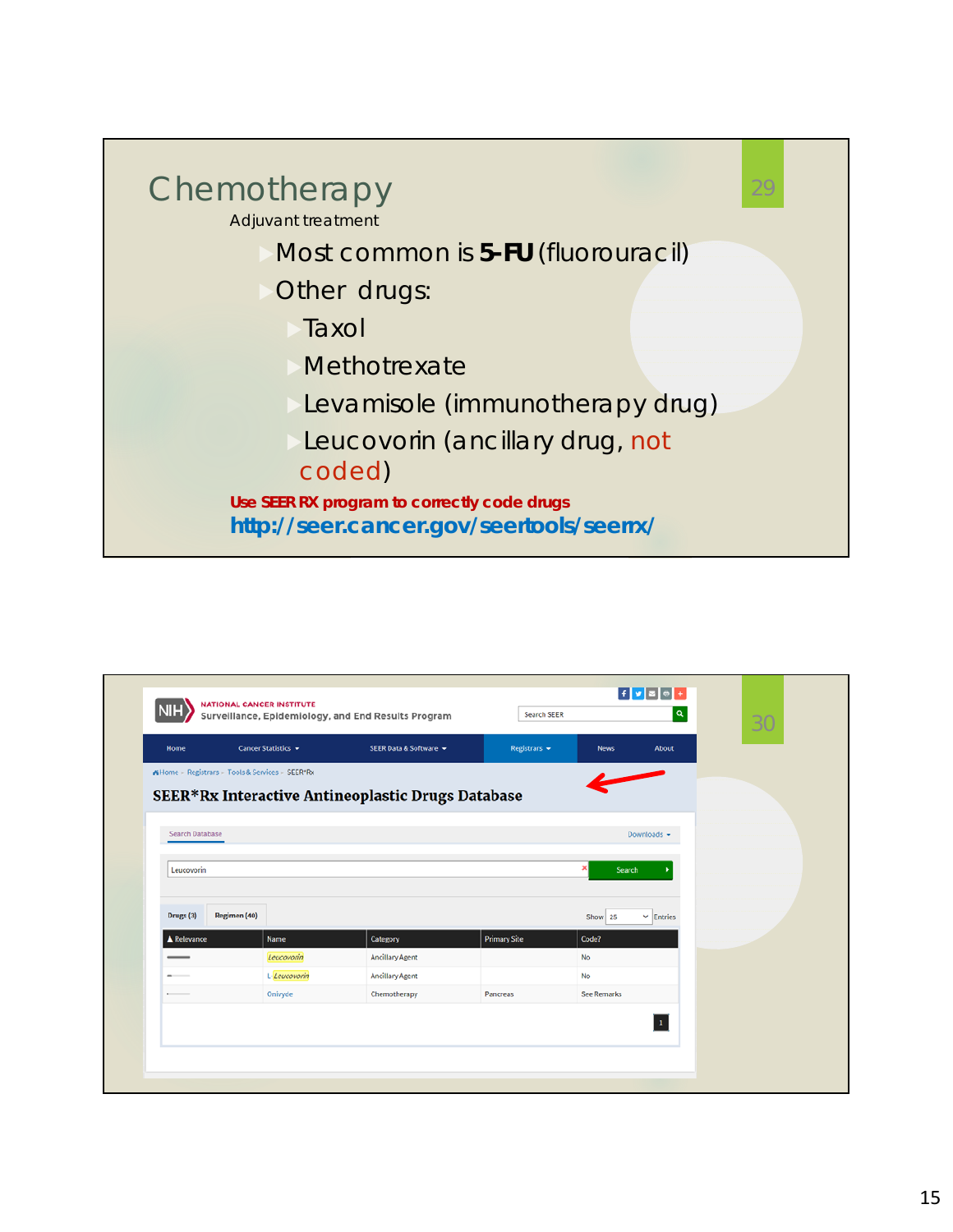# Chemotherapy

Adjuvant treatment

- Most common is **5-FU** (fluorouracil)
- Other drugs:
  - Taxol
  - Methotrexate
  - Levamisole (immunotherapy drug)
  - Leucovorin (ancillary drug, not coded)

**Use SEER RX program to correctly code drugs**

**http://seer.cancer.gov/seertools/seerrx/**

NATIONAL CANCER INSTITUTE
Surveillance, Epidemiology, and End Results Program

Home | Cancer Statistics | SEER Data & Software | Registrars | News | About

Home › Registrars › Tools & Services › SEER*Rx

## SEER*Rx Interactive Antineoplastic Drugs Database

Search Database | Downloads

Leucovorin | Search

Drugs (3) | Regimen (40) | Show 25 Entries

| Relevance | Name | Category | Primary Site | Code? |
|---|---|---|---|---|
| | Leucovorin | Ancillary Agent | | No |
| | L-Leucovorin | Ancillary Agent | | No |
| | Onivyde | Chemotherapy | Pancreas | See Remarks |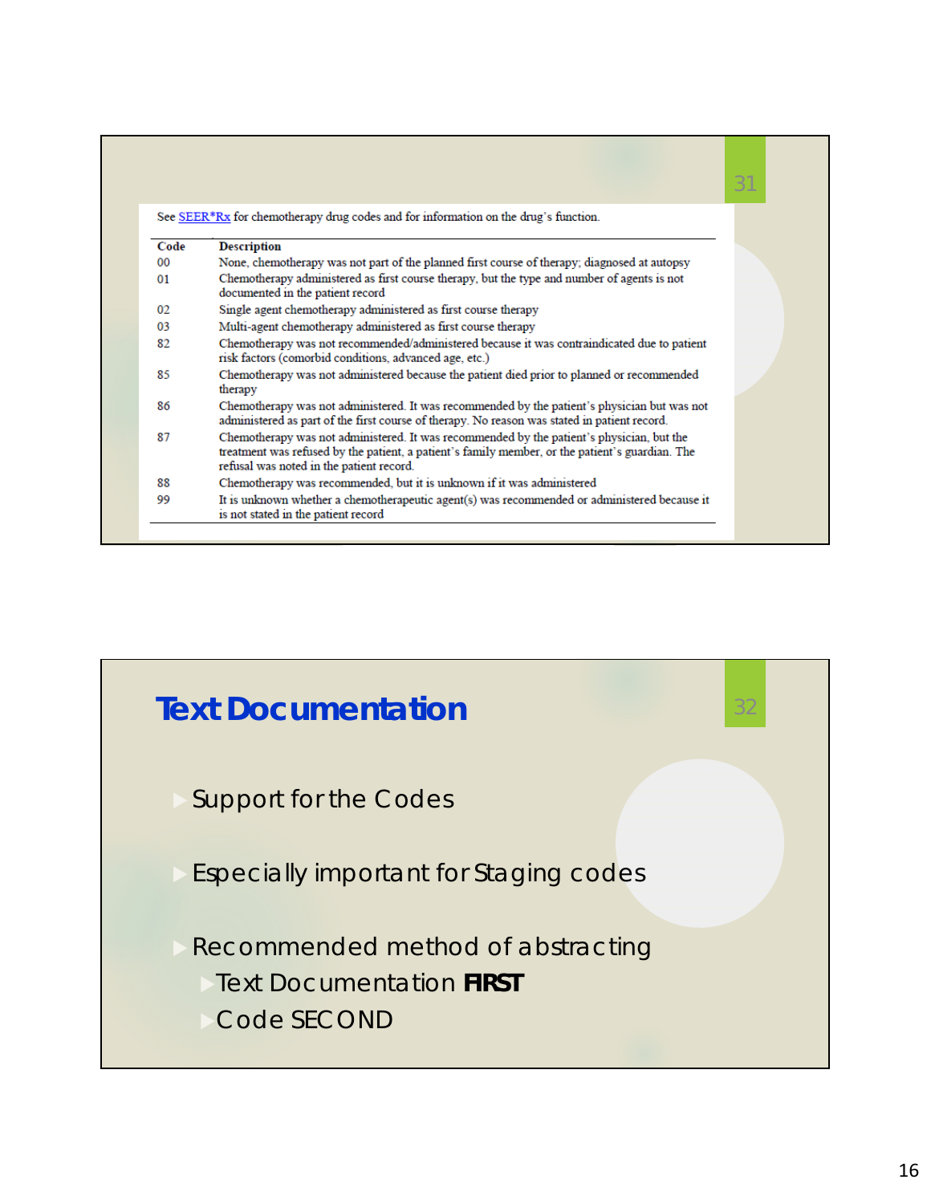See SEER*Rx for chemotherapy drug codes and for information on the drug's function.

| Code | Description |
|---|---|
| 00 | None, chemotherapy was not part of the planned first course of therapy; diagnosed at autopsy |
| 01 | Chemotherapy administered as first course therapy, but the type and number of agents is not documented in the patient record |
| 02 | Single agent chemotherapy administered as first course therapy |
| 03 | Multi-agent chemotherapy administered as first course therapy |
| 82 | Chemotherapy was not recommended/administered because it was contraindicated due to patient risk factors (comorbid conditions, advanced age, etc.) |
| 85 | Chemotherapy was not administered because the patient died prior to planned or recommended therapy |
| 86 | Chemotherapy was not administered. It was recommended by the patient's physician but was not administered as part of the first course of therapy. No reason was stated in patient record. |
| 87 | Chemotherapy was not administered. It was recommended by the patient's physician, but the treatment was refused by the patient, a patient's family member, or the patient's guardian. The refusal was noted in the patient record. |
| 88 | Chemotherapy was recommended, but it is unknown if it was administered |
| 99 | It is unknown whether a chemotherapeutic agent(s) was recommended or administered because it is not stated in the patient record |

# Text Documentation

- Support for the Codes
- Especially important for Staging codes
- Recommended method of abstracting
  - Text Documentation **FIRST**
  - Code SECOND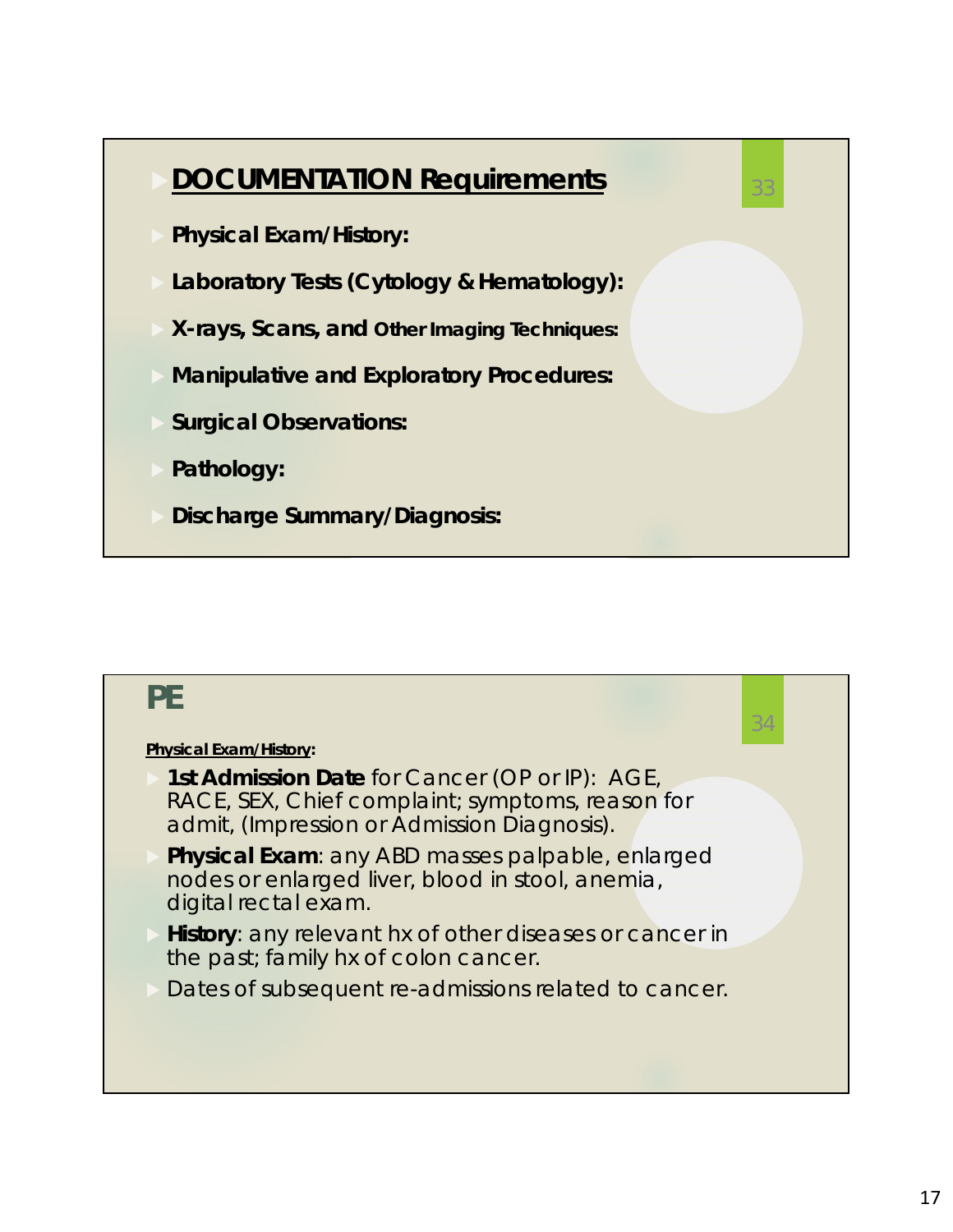## DOCUMENTATION Requirements

- **Physical Exam/History:**
- **Laboratory Tests (Cytology & Hematology):**
- **X-rays, Scans, and Other Imaging Techniques:**
- **Manipulative and Exploratory Procedures:**
- **Surgical Observations:**
- **Pathology:**
- **Discharge Summary/Diagnosis:**

## PE

**Physical Exam/History:**

- **1st Admission Date** for Cancer (OP or IP): AGE, RACE, SEX, Chief complaint; symptoms, reason for admit, (Impression or Admission Diagnosis).
- **Physical Exam**: any ABD masses palpable, enlarged nodes or enlarged liver, blood in stool, anemia, digital rectal exam.
- **History**: any relevant hx of other diseases or cancer in the past; family hx of colon cancer.
- Dates of subsequent re-admissions related to cancer.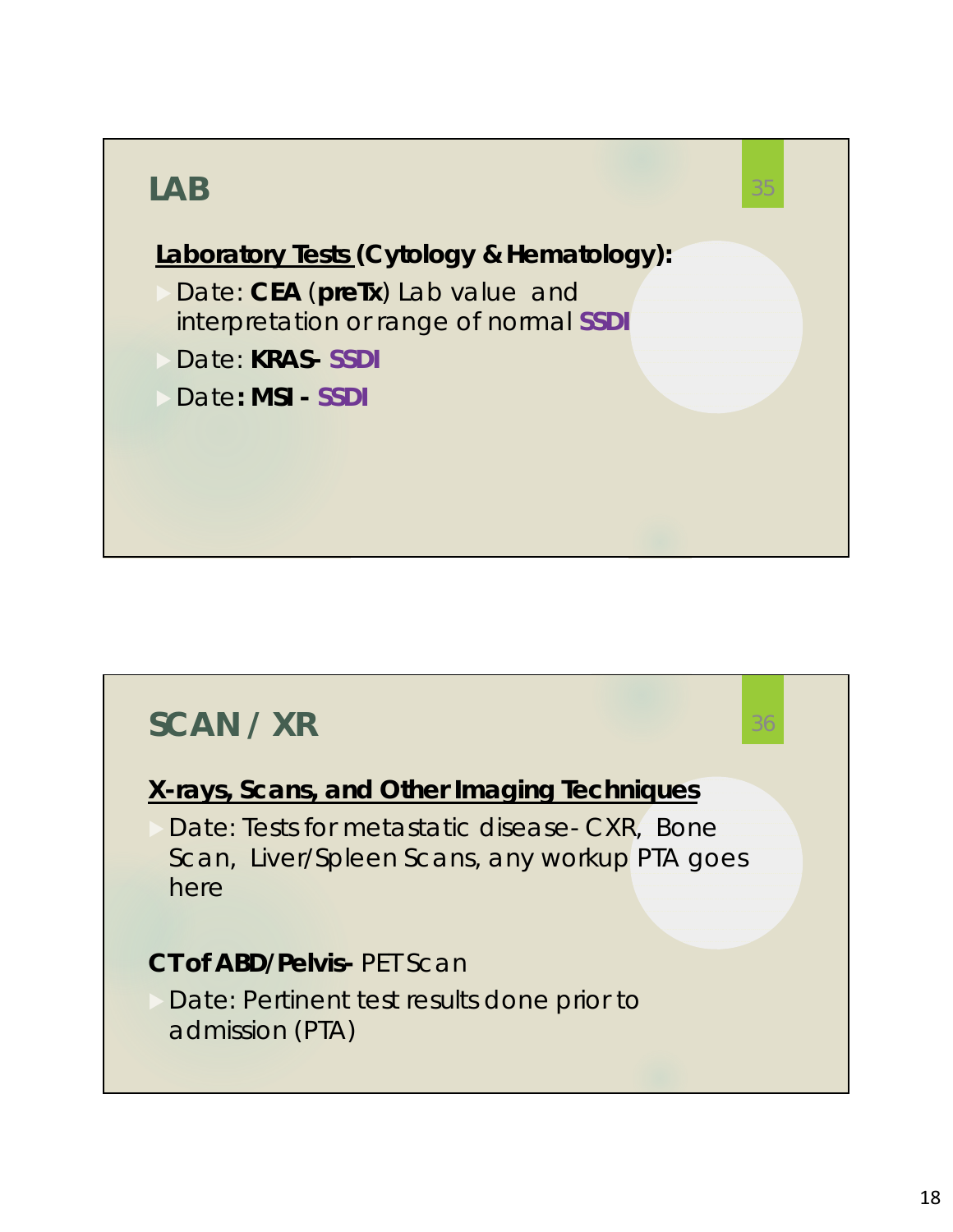## LAB

**Laboratory Tests (Cytology & Hematology):**

- Date: **CEA** (**preTx**) Lab value and interpretation or range of normal **SSDI**
- Date: **KRAS- SSDI**
- Date**: MSI - SSDI**

## SCAN / XR

**X-rays, Scans, and Other Imaging Techniques**

- Date: Tests for metastatic disease- CXR, Bone Scan, Liver/Spleen Scans, any workup PTA goes here

**CT of ABD/Pelvis-** PET Scan

- Date: Pertinent test results done prior to admission (PTA)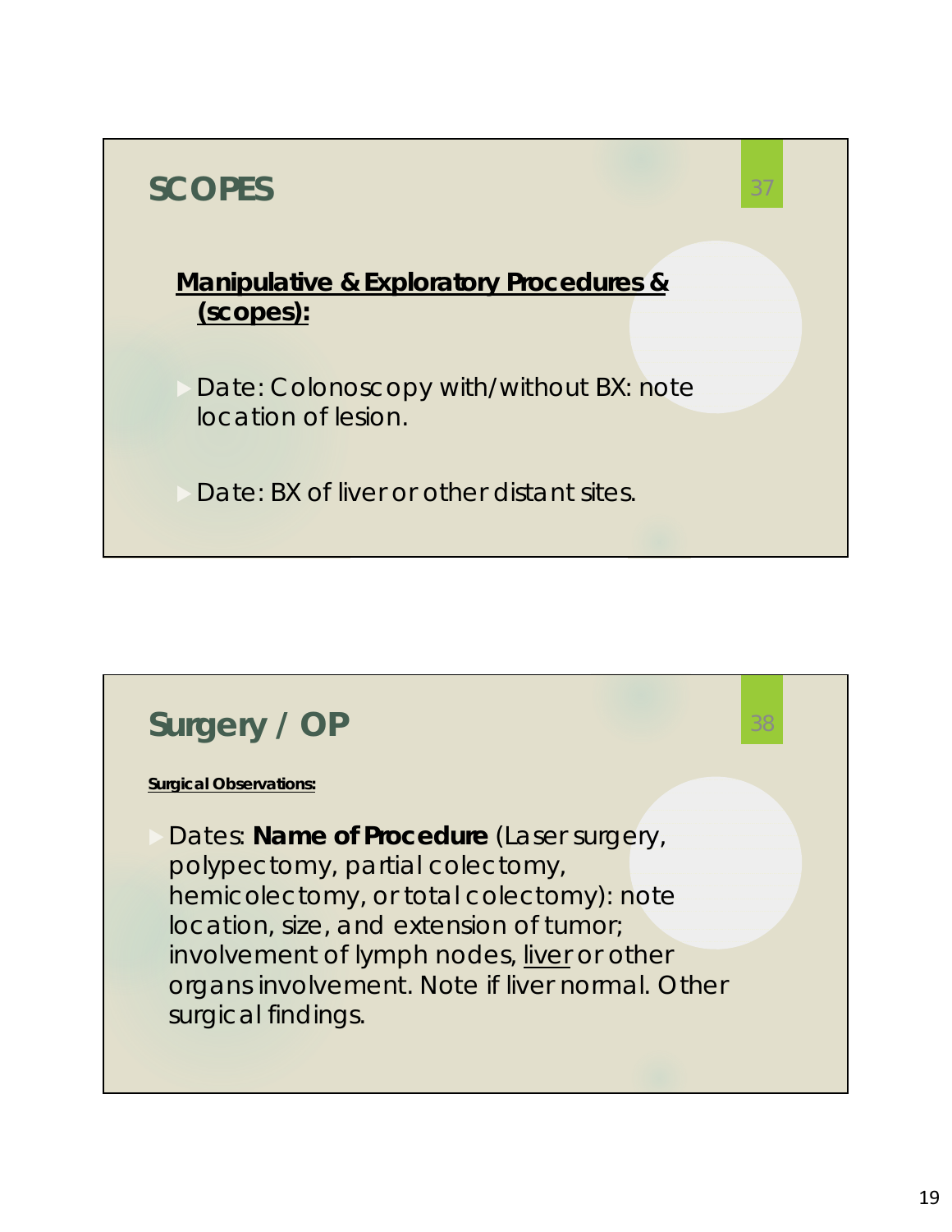## SCOPES

**Manipulative & Exploratory Procedures & (scopes):**

- Date: Colonoscopy with/without BX: note location of lesion.
- Date: BX of liver or other distant sites.

## Surgery / OP

**Surgical Observations:**

- Dates: **Name of Procedure** (Laser surgery, polypectomy, partial colectomy, hemicolectomy, or total colectomy): note location, size, and extension of tumor; involvement of lymph nodes, liver or other organs involvement. Note if liver normal. Other surgical findings.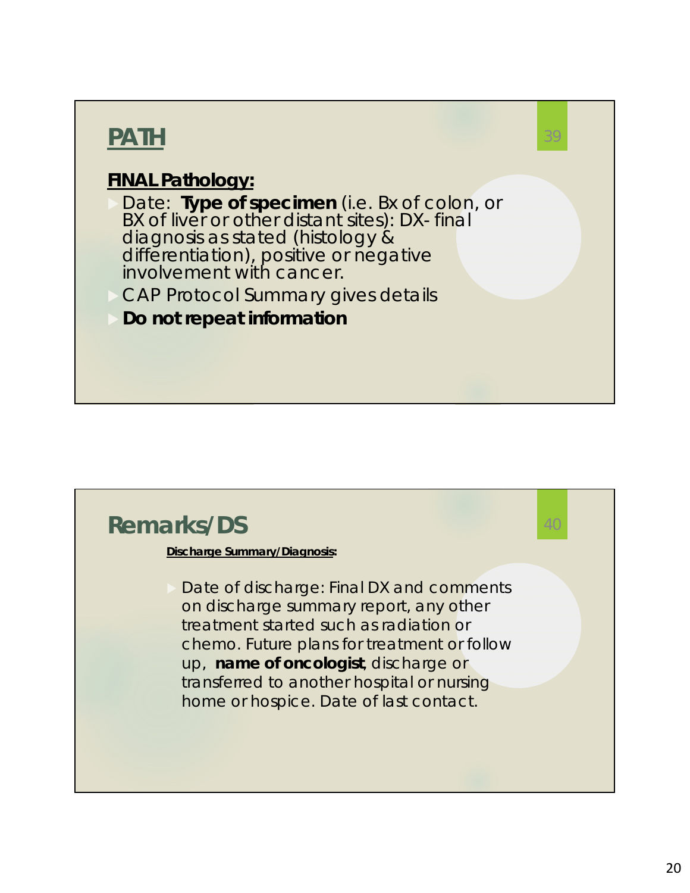## PATH

**FINAL Pathology:**

- Date: **Type of specimen** (i.e. Bx of colon, or BX of liver or other distant sites): DX- final diagnosis as stated (histology & differentiation), positive or negative involvement with cancer.
- CAP Protocol Summary gives details
- **Do not repeat information**

## Remarks/DS

**Discharge Summary/Diagnosis:**

- Date of discharge: Final DX and comments on discharge summary report, any other treatment started such as radiation or chemo. Future plans for treatment or follow up, **name of oncologist**, discharge or transferred to another hospital or nursing home or hospice. Date of last contact.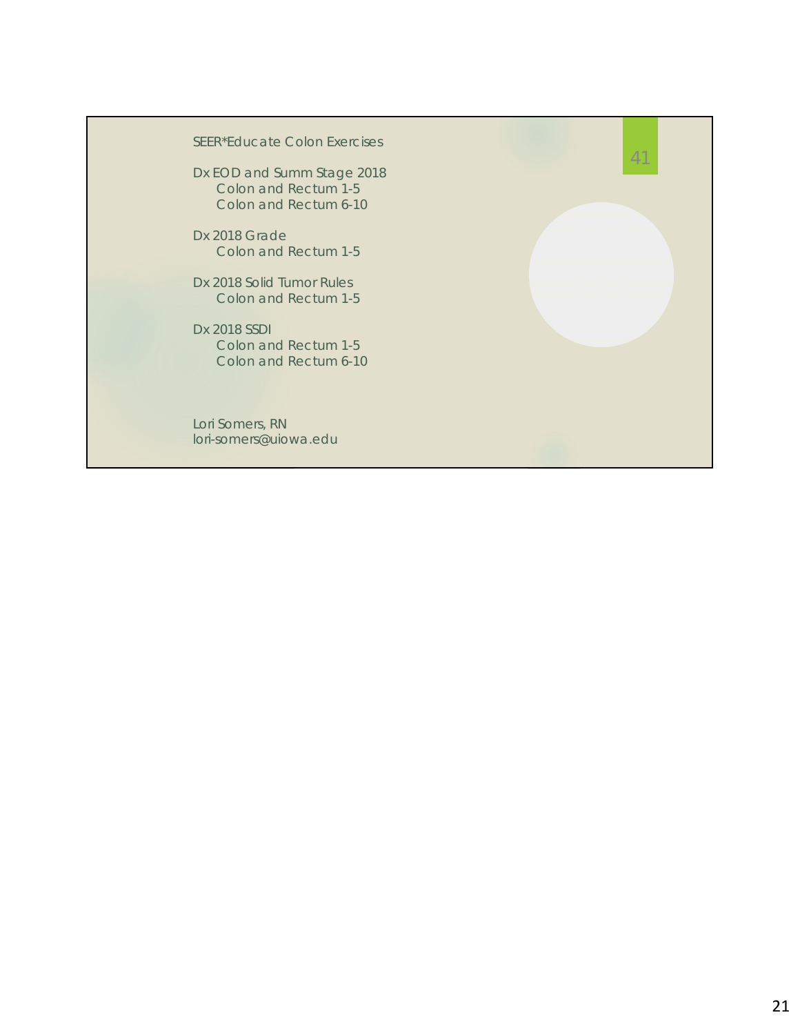SEER*Educate Colon Exercises

Dx EOD and Summ Stage 2018
- Colon and Rectum 1-5
- Colon and Rectum 6-10

Dx 2018 Grade
- Colon and Rectum 1-5

Dx 2018 Solid Tumor Rules
- Colon and Rectum 1-5

Dx 2018 SSDI
- Colon and Rectum 1-5
- Colon and Rectum 6-10

Lori Somers, RN
lori-somers@uiowa.edu